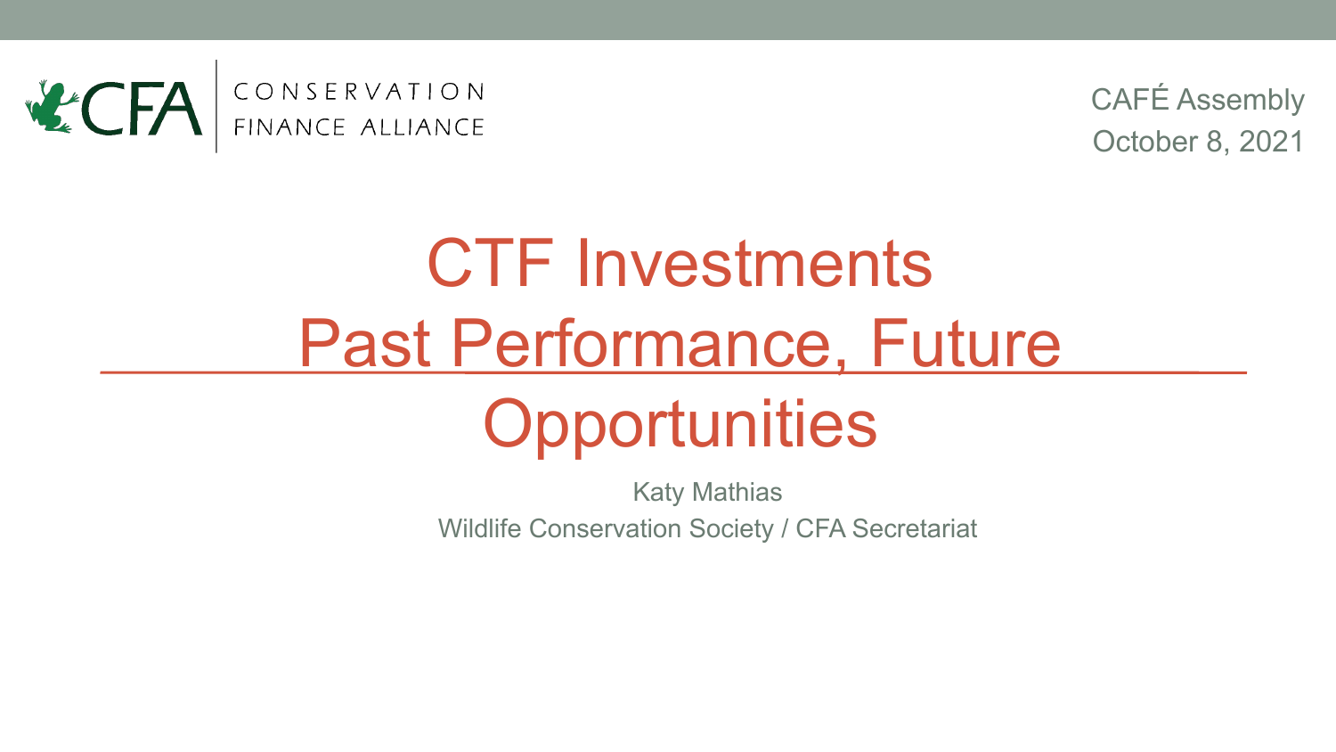CONSERVATION FINANCE ALLIANCE

CAFÉ Assembly
October 8, 2021

# CTF Investments Past Performance, Future Opportunities

Katy Mathias

Wildlife Conservation Society / CFA Secretariat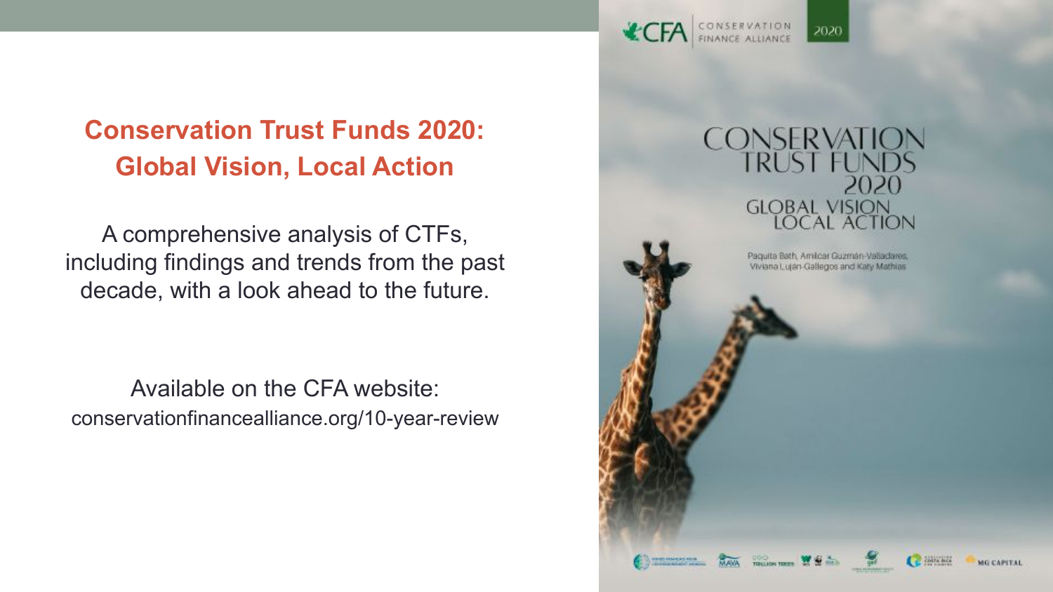## Conservation Trust Funds 2020: Global Vision, Local Action

A comprehensive analysis of CTFs, including findings and trends from the past decade, with a look ahead to the future.

Available on the CFA website:
conservationfinancealliance.org/10-year-review

CFA CONSERVATION FINANCE ALLIANCE 2020

CONSERVATION TRUST FUNDS 2020
GLOBAL VISION
LOCAL ACTION

Paquita Bath, Amilcar Guzmán-Valladares, Viviana Luján-Gallegos and Katy Mathias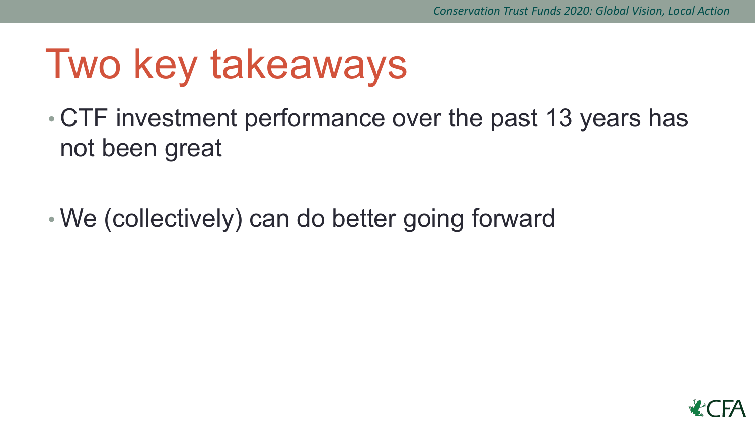# Two key takeaways

- CTF investment performance over the past 13 years has not been great
- We (collectively) can do better going forward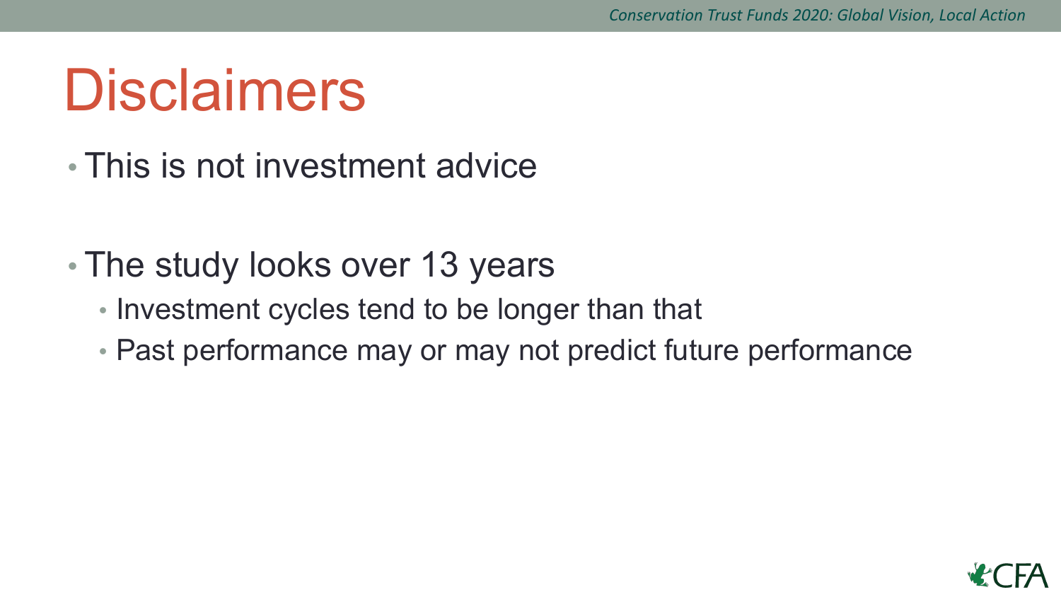# Disclaimers

- This is not investment advice
- The study looks over 13 years
  - Investment cycles tend to be longer than that
  - Past performance may or may not predict future performance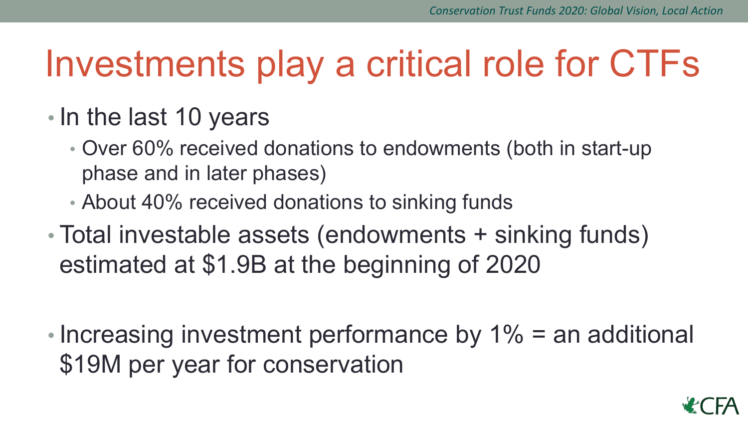# Investments play a critical role for CTFs

- In the last 10 years
  - Over 60% received donations to endowments (both in start-up phase and in later phases)
  - About 40% received donations to sinking funds
- Total investable assets (endowments + sinking funds) estimated at $1.9B at the beginning of 2020
- Increasing investment performance by 1% = an additional $19M per year for conservation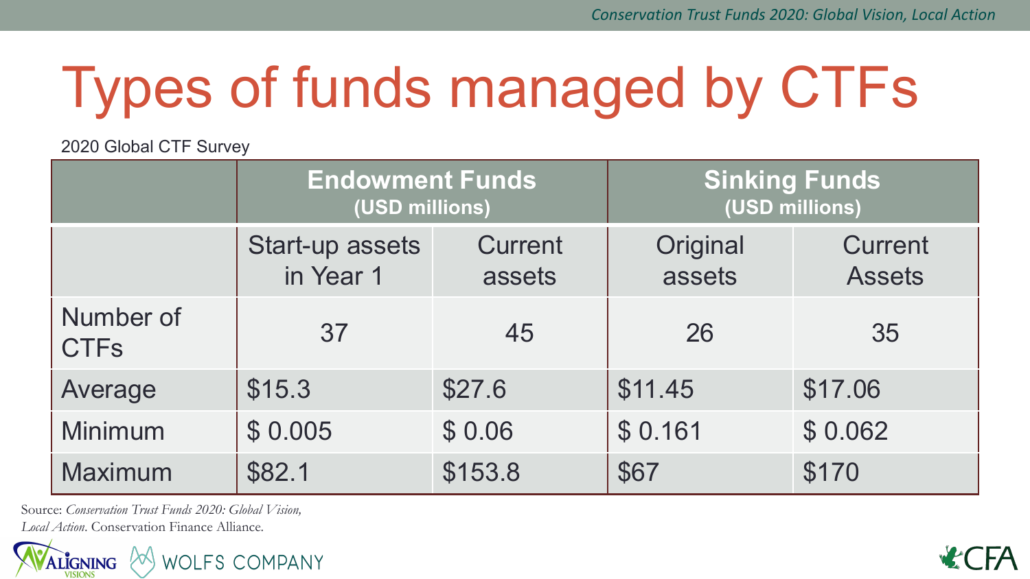# Types of funds managed by CTFs

2020 Global CTF Survey

| | Endowment Funds (USD millions) | | Sinking Funds (USD millions) | |
|---|---|---|---|---|
| | Start-up assets in Year 1 | Current assets | Original assets | Current Assets |
| Number of CTFs | 37 | 45 | 26 | 35 |
| Average | $15.3 | $27.6 | $11.45 | $17.06 |
| Minimum | $ 0.005 | $ 0.06 | $ 0.161 | $ 0.062 |
| Maximum | $82.1 | $153.8 | $67 | $170 |

Source: *Conservation Trust Funds 2020: Global Vision, Local Action*. Conservation Finance Alliance.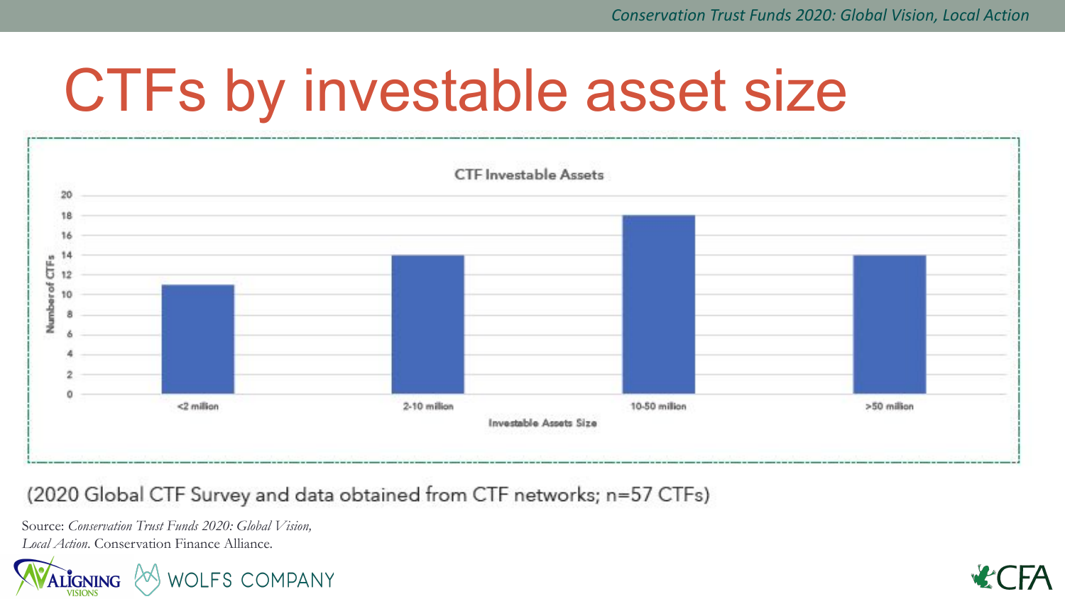# CTFs by investable asset size

**CTF Investable Assets**

| Investable Assets Size | Number of CTFs |
|---|---|
| <2 million | 11 |
| 2-10 million | 14 |
| 10-50 million | 18 |
| >50 million | 14 |

(2020 Global CTF Survey and data obtained from CTF networks; n=57 CTFs)

Source: *Conservation Trust Funds 2020: Global Vision, Local Action*. Conservation Finance Alliance.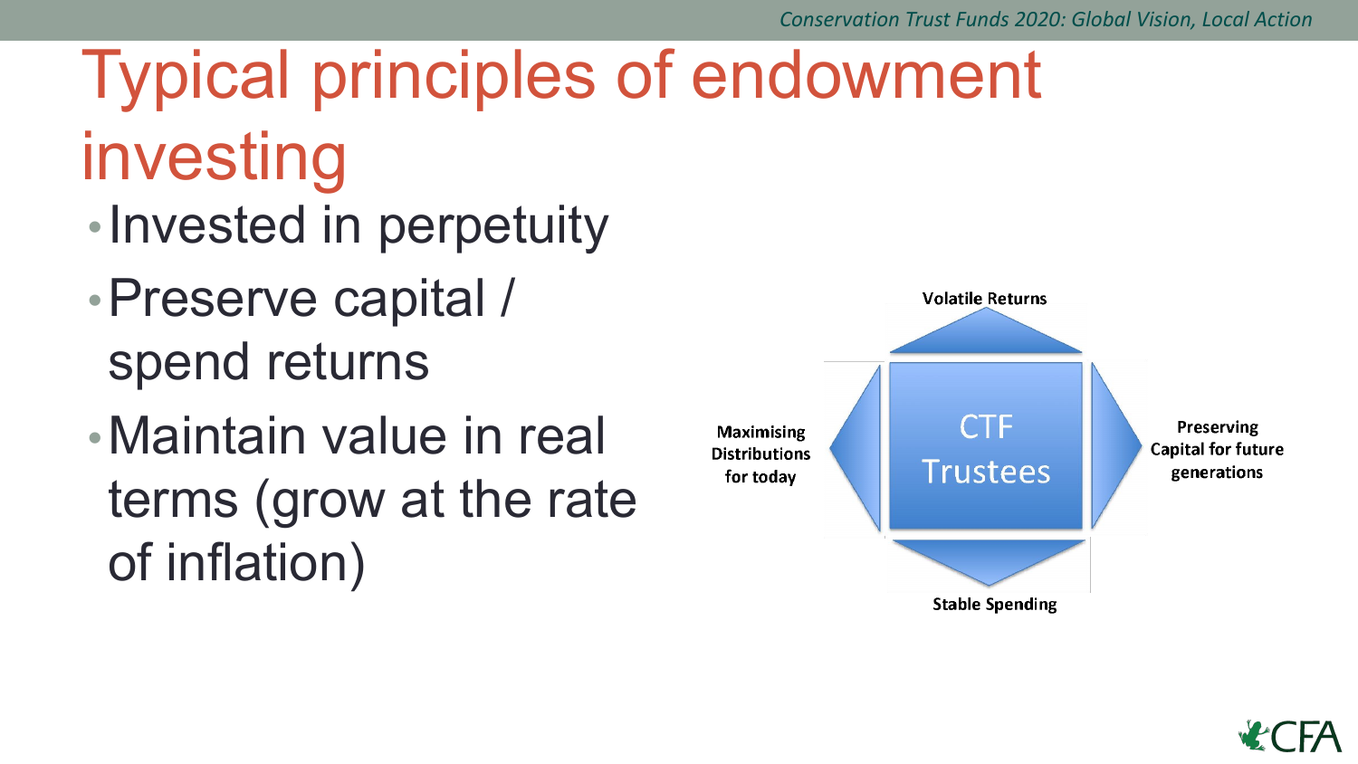# Typical principles of endowment investing

- Invested in perpetuity
- Preserve capital / spend returns
- Maintain value in real terms (grow at the rate of inflation)

Volatile Returns

Maximising Distributions for today

CTF Trustees

Preserving Capital for future generations

Stable Spending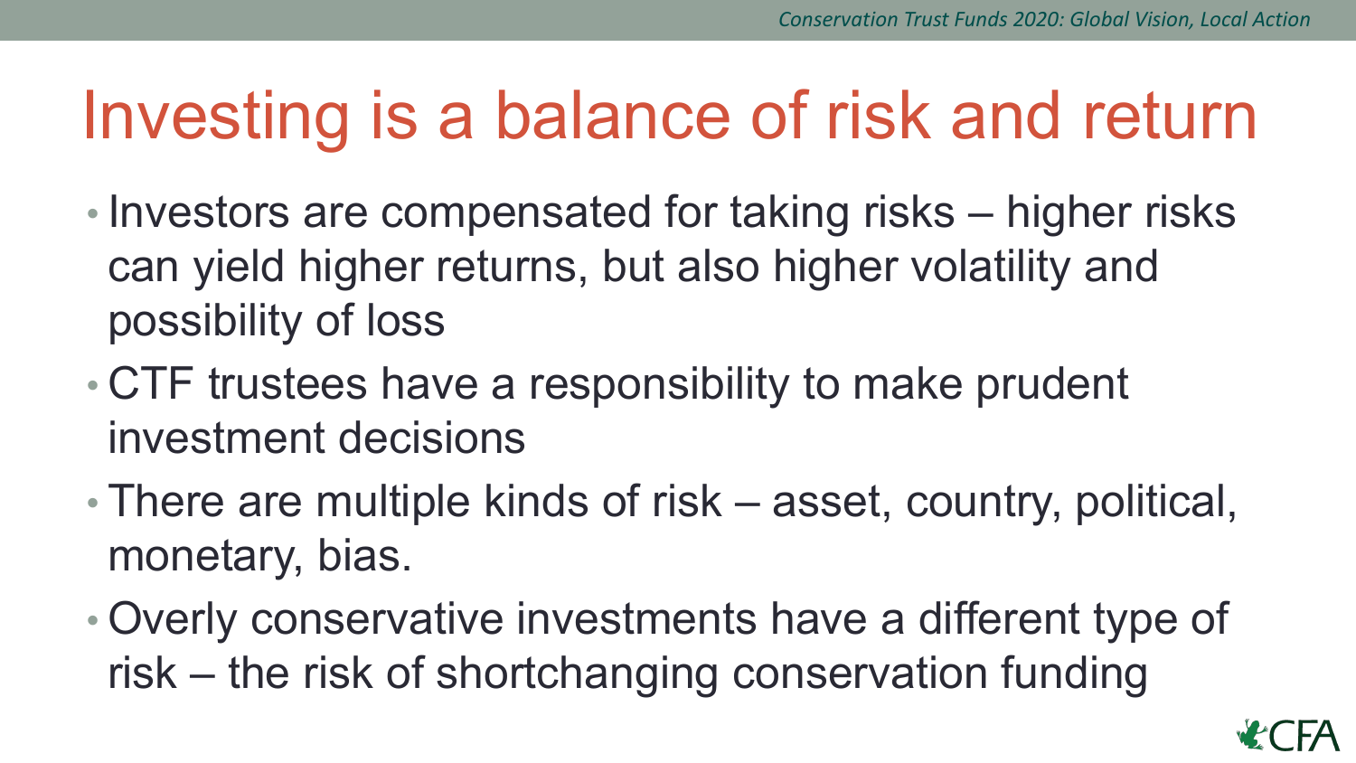# Investing is a balance of risk and return

- Investors are compensated for taking risks – higher risks can yield higher returns, but also higher volatility and possibility of loss
- CTF trustees have a responsibility to make prudent investment decisions
- There are multiple kinds of risk – asset, country, political, monetary, bias.
- Overly conservative investments have a different type of risk – the risk of shortchanging conservation funding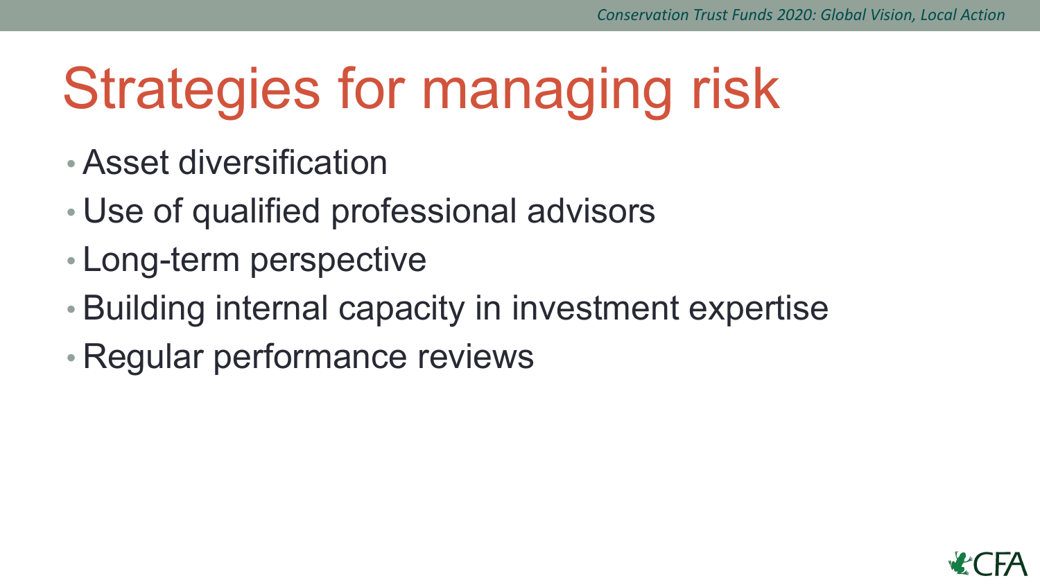# Strategies for managing risk

- Asset diversification
- Use of qualified professional advisors
- Long-term perspective
- Building internal capacity in investment expertise
- Regular performance reviews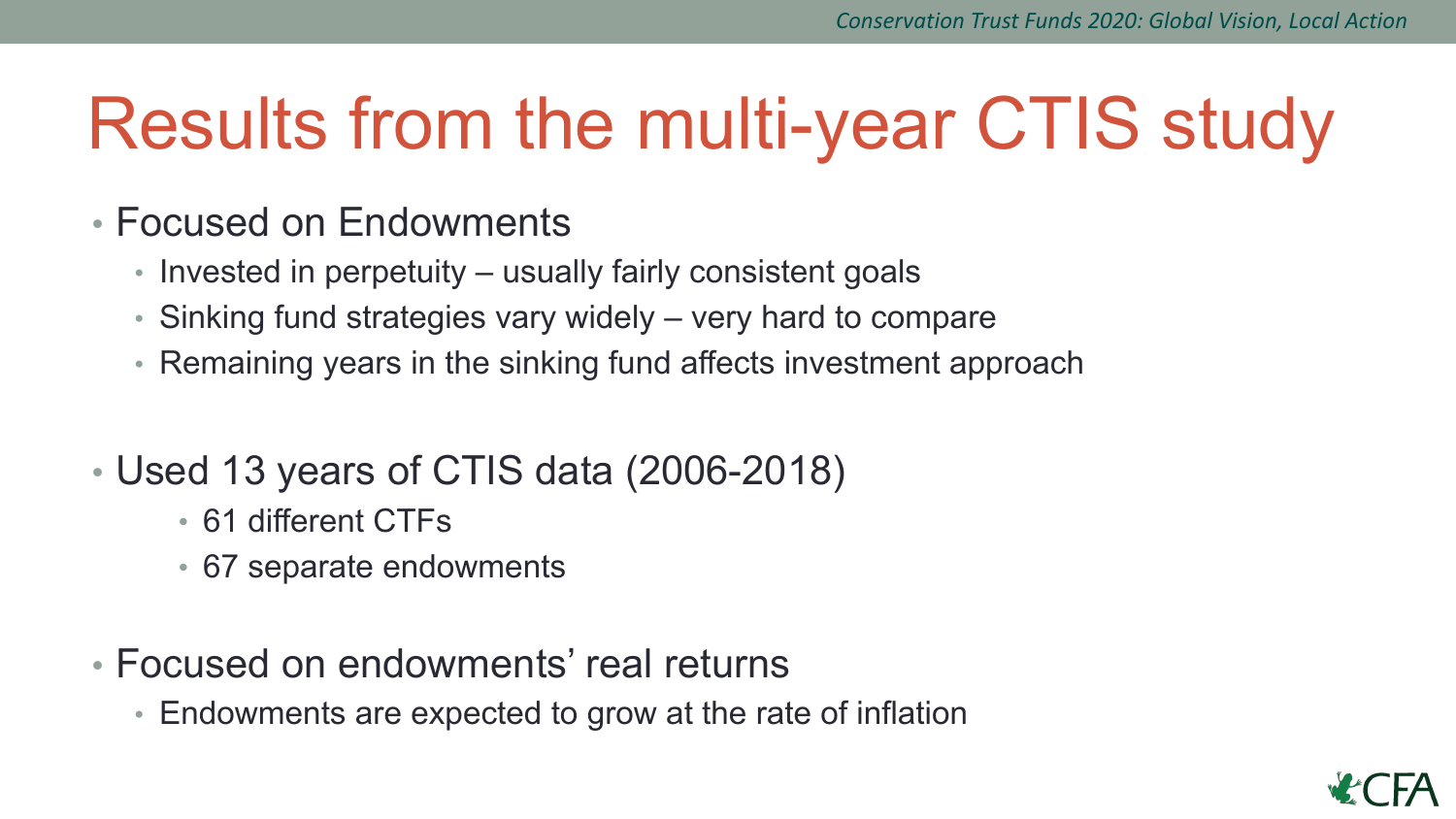# Results from the multi-year CTIS study

- Focused on Endowments
  - Invested in perpetuity – usually fairly consistent goals
  - Sinking fund strategies vary widely – very hard to compare
  - Remaining years in the sinking fund affects investment approach

- Used 13 years of CTIS data (2006-2018)
  - 61 different CTFs
  - 67 separate endowments

- Focused on endowments' real returns
  - Endowments are expected to grow at the rate of inflation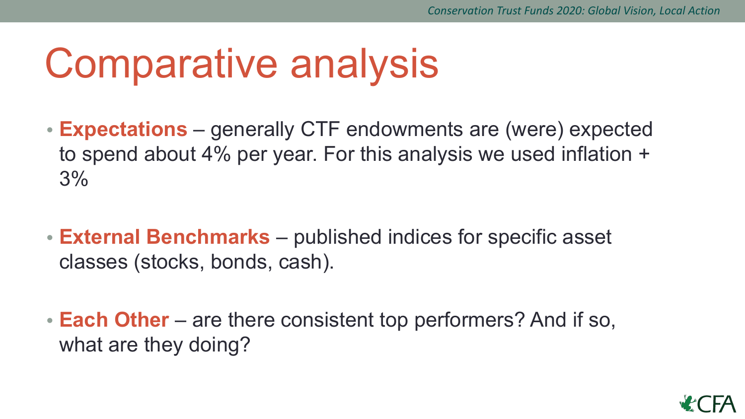# Comparative analysis

- **Expectations** – generally CTF endowments are (were) expected to spend about 4% per year. For this analysis we used inflation + 3%
- **External Benchmarks** – published indices for specific asset classes (stocks, bonds, cash).
- **Each Other** – are there consistent top performers? And if so, what are they doing?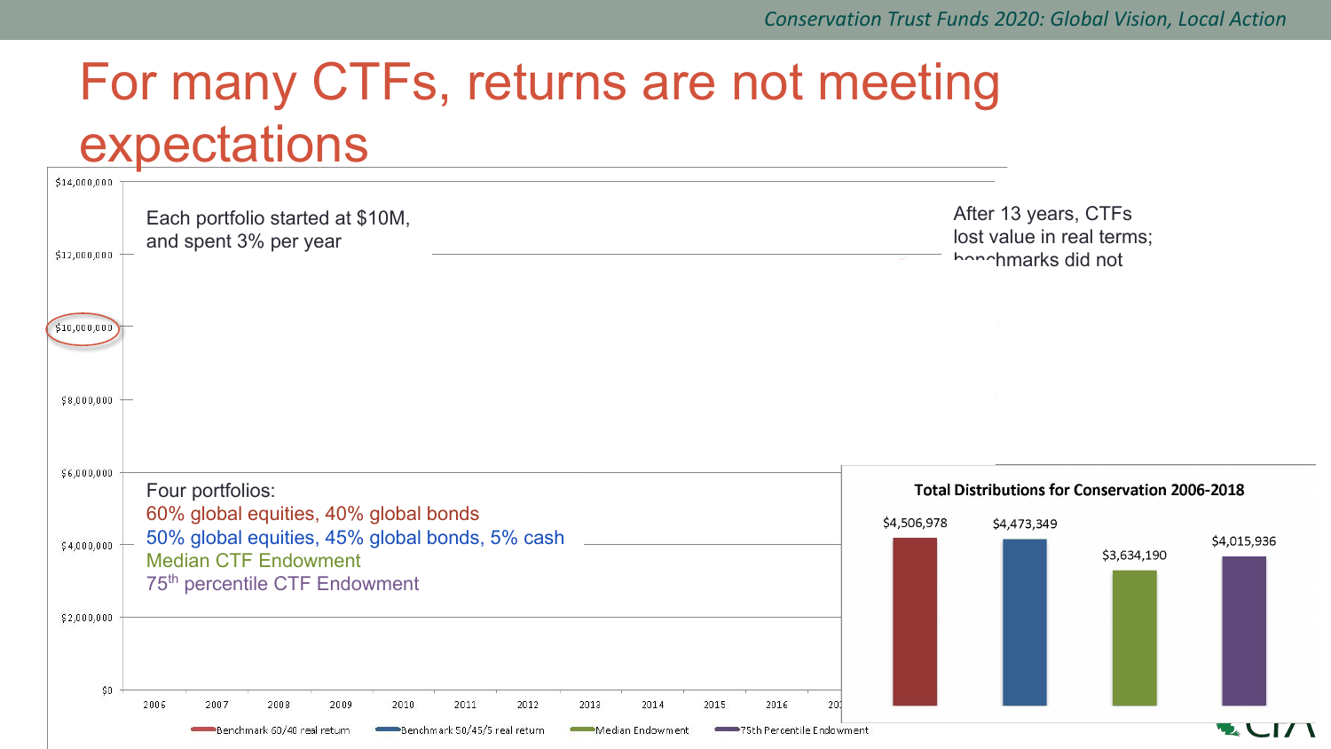# For many CTFs, returns are not meeting expectations

Each portfolio started at $10M, and spent 3% per year

After 13 years, CTFs lost value in real terms; benchmarks did not

Four portfolios:
60% global equities, 40% global bonds
50% global equities, 45% global bonds, 5% cash
Median CTF Endowment
75th percentile CTF Endowment

$14,000,000
$12,000,000
$10,000,000
$8,000,000
$6,000,000
$4,000,000
$2,000,000
$0

2006 2007 2008 2009 2010 2011 2012 2013 2014 2015 2016

Benchmark 60/40 real return — Benchmark 50/45/5 real return — Median Endowment — 75th Percentile Endowment

**Total Distributions for Conservation 2006-2018**

| Benchmark 60/40 | Benchmark 50/45/5 | Median Endowment | 75th Percentile Endowment |
|---|---|---|---|
| $4,506,978 | $4,473,349 | $3,634,190 | $4,015,936 |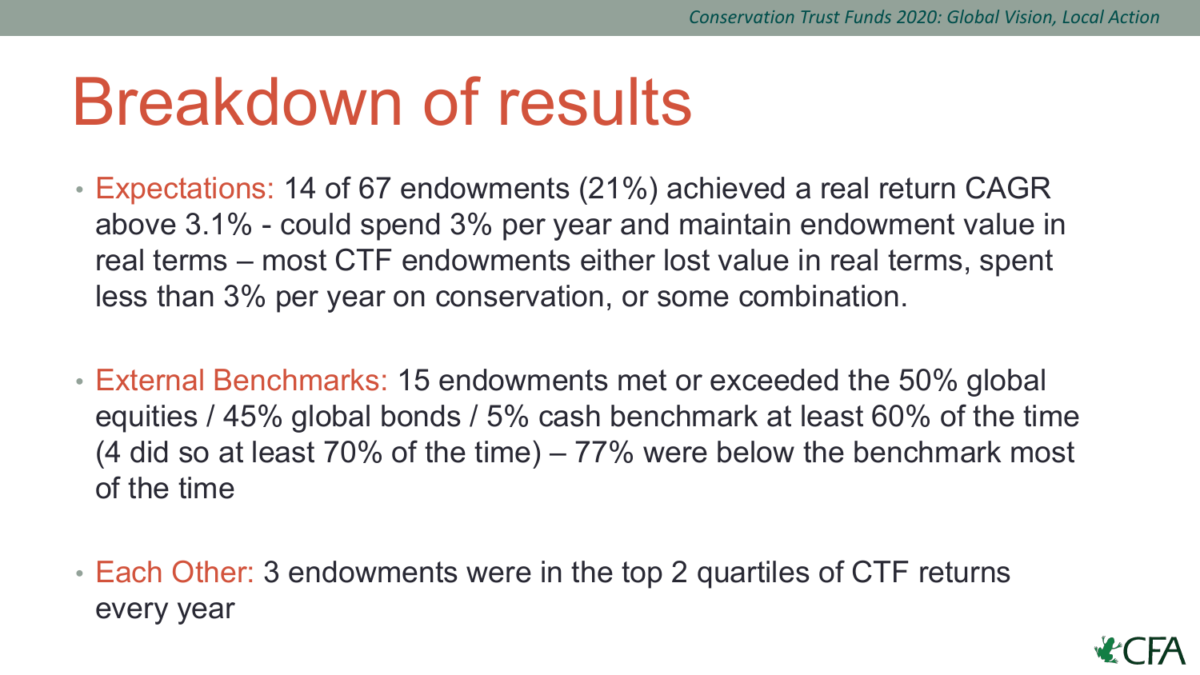# Breakdown of results

- Expectations: 14 of 67 endowments (21%) achieved a real return CAGR above 3.1% - could spend 3% per year and maintain endowment value in real terms – most CTF endowments either lost value in real terms, spent less than 3% per year on conservation, or some combination.
- External Benchmarks: 15 endowments met or exceeded the 50% global equities / 45% global bonds / 5% cash benchmark at least 60% of the time (4 did so at least 70% of the time) – 77% were below the benchmark most of the time
- Each Other: 3 endowments were in the top 2 quartiles of CTF returns every year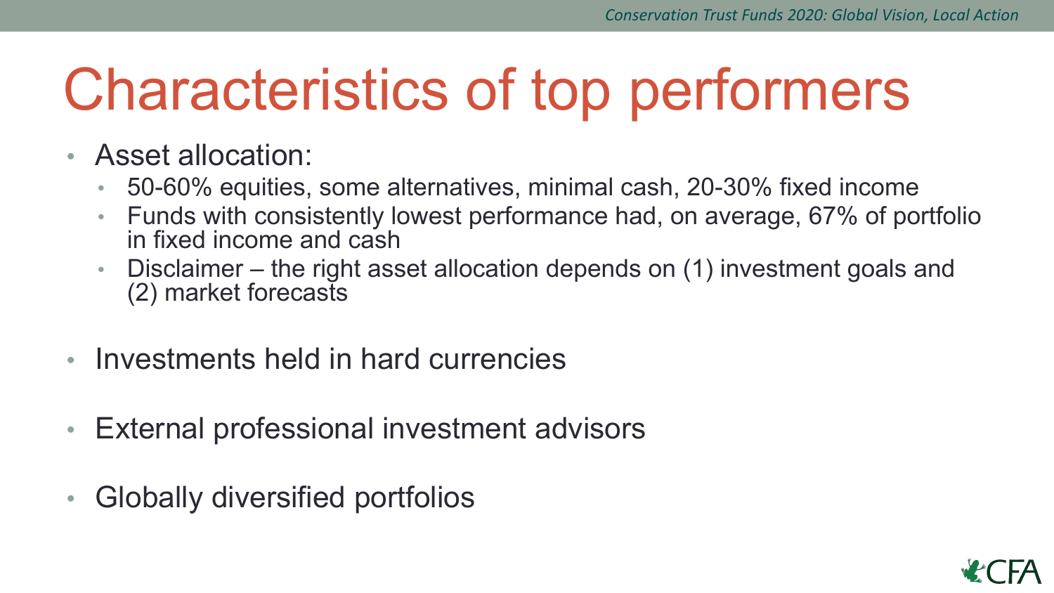# Characteristics of top performers

- Asset allocation:
  - 50-60% equities, some alternatives, minimal cash, 20-30% fixed income
  - Funds with consistently lowest performance had, on average, 67% of portfolio in fixed income and cash
  - Disclaimer – the right asset allocation depends on (1) investment goals and (2) market forecasts
- Investments held in hard currencies
- External professional investment advisors
- Globally diversified portfolios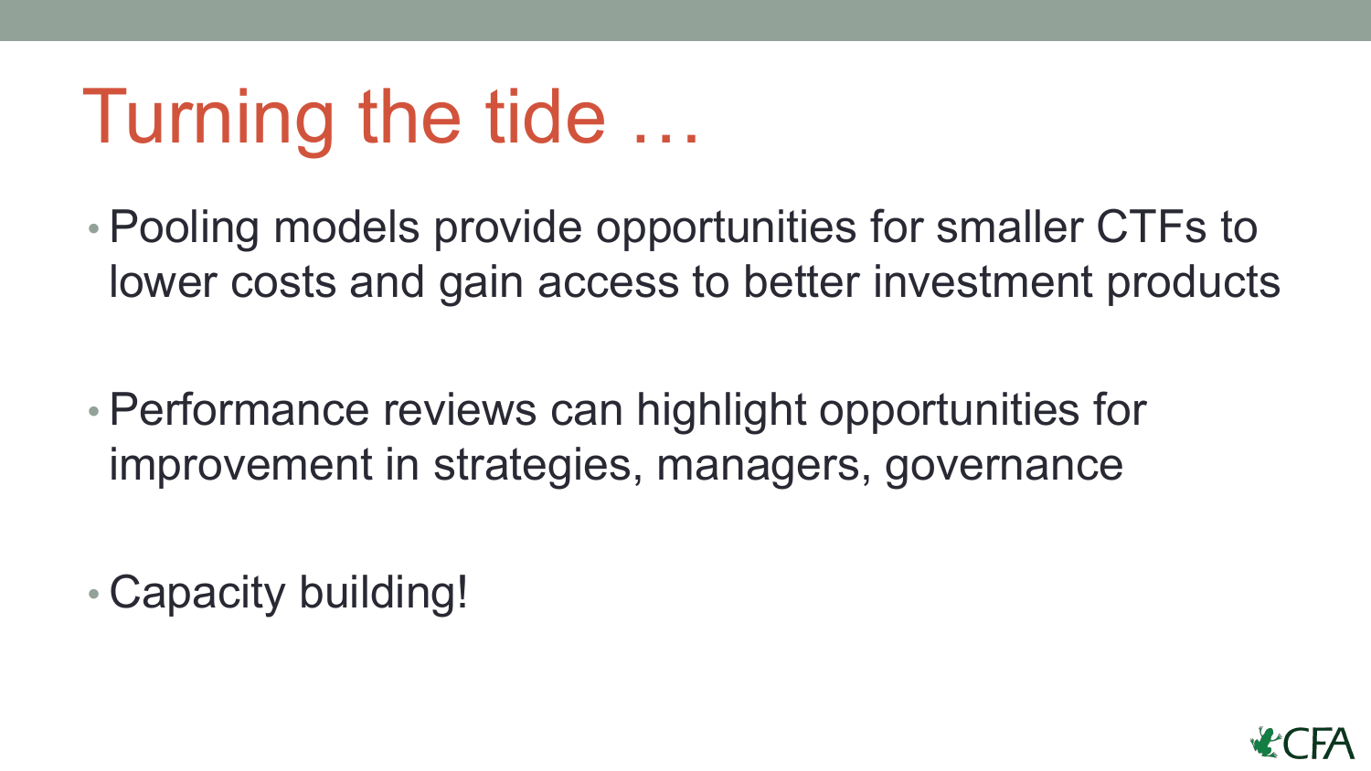# Turning the tide …

- Pooling models provide opportunities for smaller CTFs to lower costs and gain access to better investment products

- Performance reviews can highlight opportunities for improvement in strategies, managers, governance

- Capacity building!